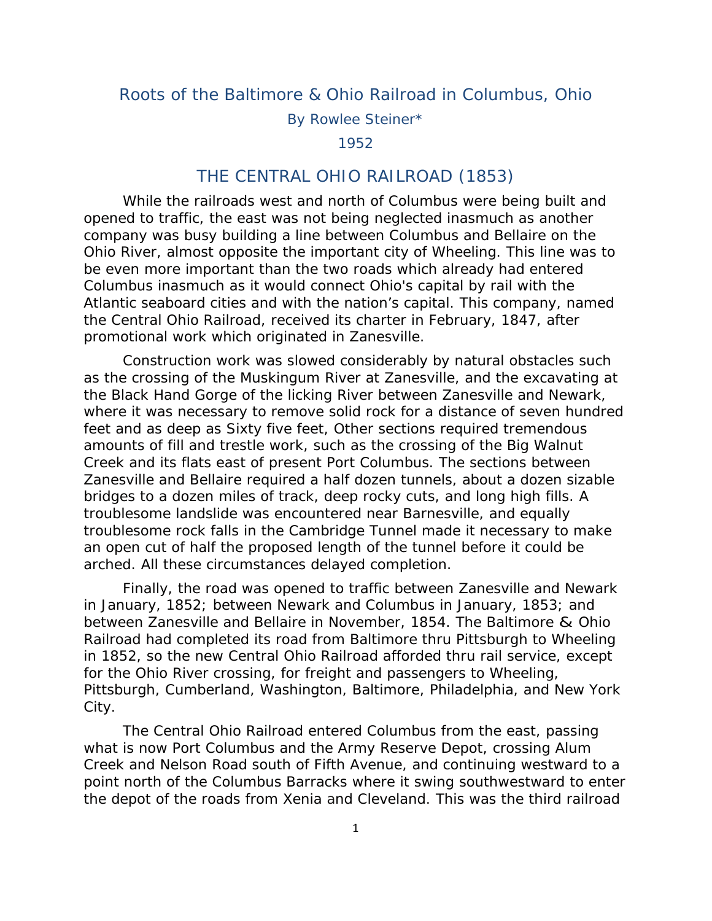# Roots of the Baltimore & Ohio Railroad in Columbus, Ohio

### By Rowlee Steiner*

### 1952

## THE CENTRAL OHIO RAILROAD (1853)

While the railroads west and north of Columbus were being built and opened to traffic, the east was not being neglected inasmuch as another company was busy building a line between Columbus and Bellaire on the Ohio River, almost opposite the important city of Wheeling. This line was to be even more important than the two roads which already had entered Columbus inasmuch as it would connect Ohio's capital by rail with the Atlantic seaboard cities and with the nation's capital. This company, named the Central Ohio Railroad, received its charter in February, 1847, after promotional work which originated in Zanesville.

Construction work was slowed considerably by natural obstacles such as the crossing of the Muskingum River at Zanesville, and the excavating at the Black Hand Gorge of the licking River between Zanesville and Newark, where it was necessary to remove solid rock for a distance of seven hundred feet and as deep as Sixty five feet, Other sections required tremendous amounts of fill and trestle work, such as the crossing of the Big Walnut Creek and its flats east of present Port Columbus. The sections between Zanesville and Bellaire required a half dozen tunnels, about a dozen sizable bridges to a dozen miles of track, deep rocky cuts, and long high fills. A troublesome landslide was encountered near Barnesville, and equally troublesome rock falls in the Cambridge Tunnel made it necessary to make an open cut of half the proposed length of the tunnel before it could be arched. All these circumstances delayed completion.

Finally, the road was opened to traffic between Zanesville and Newark in January, 1852; between Newark and Columbus in January, 1853; and between Zanesville and Bellaire in November, 1854. The Baltimore & Ohio Railroad had completed its road from Baltimore thru Pittsburgh to Wheeling in 1852, so the new Central Ohio Railroad afforded thru rail service, except for the Ohio River crossing, for freight and passengers to Wheeling, Pittsburgh, Cumberland, Washington, Baltimore, Philadelphia, and New York City.

The Central Ohio Railroad entered Columbus from the east, passing what is now Port Columbus and the Army Reserve Depot, crossing Alum Creek and Nelson Road south of Fifth Avenue, and continuing westward to a point north of the Columbus Barracks where it swing southwestward to enter the depot of the roads from Xenia and Cleveland. This was the third railroad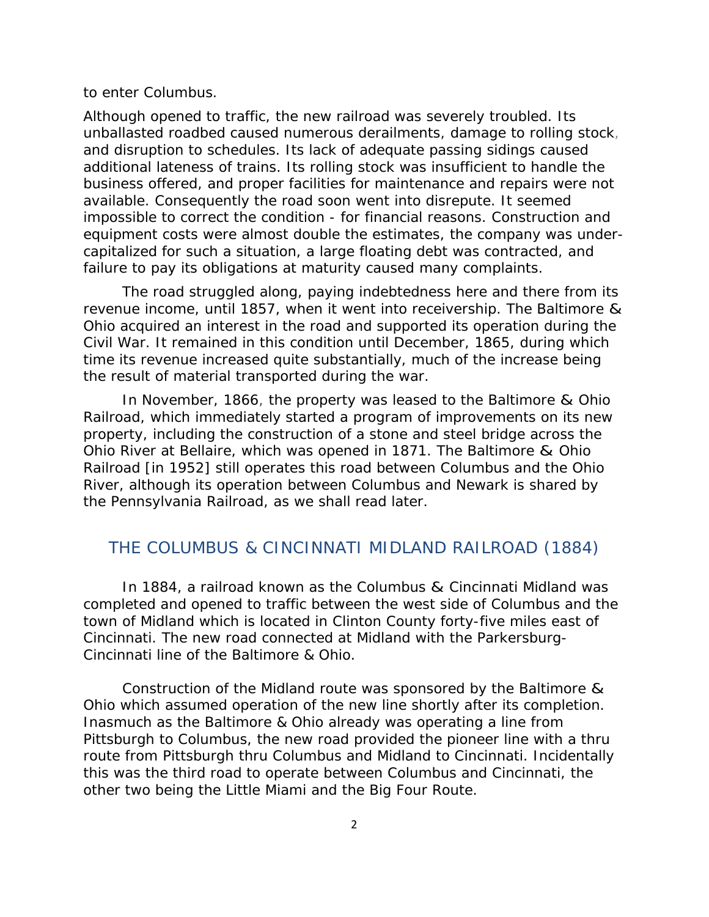to enter Columbus.

Although opened to traffic, the new railroad was severely troubled. Its unballasted roadbed caused numerous derailments, damage to rolling stock, and disruption to schedules. Its lack of adequate passing sidings caused additional lateness of trains. Its rolling stock was insufficient to handle the business offered, and proper facilities for maintenance and repairs were not available. Consequently the road soon went into disrepute. It seemed impossible to correct the condition - for financial reasons. Construction and equipment costs were almost double the estimates, the company was under-capitalized for such a situation, a large floating debt was contracted, and failure to pay its obligations at maturity caused many complaints.

The road struggled along, paying indebtedness here and there from its revenue income, until 1857, when it went into receivership. The Baltimore & Ohio acquired an interest in the road and supported its operation during the Civil War. It remained in this condition until December, 1865, during which time its revenue increased quite substantially, much of the increase being the result of material transported during the war.

In November, 1866, the property was leased to the Baltimore & Ohio Railroad, which immediately started a program of improvements on its new property, including the construction of a stone and steel bridge across the Ohio River at Bellaire, which was opened in 1871. The Baltimore & Ohio Railroad [in 1952] still operates this road between Columbus and the Ohio River, although its operation between Columbus and Newark is shared by the Pennsylvania Railroad, as we shall read later.

## THE COLUMBUS & CINCINNATI MIDLAND RAILROAD (1884)

In 1884, a railroad known as the Columbus & Cincinnati Midland was completed and opened to traffic between the west side of Columbus and the town of Midland which is located in Clinton County forty-five miles east of Cincinnati. The new road connected at Midland with the Parkersburg-Cincinnati line of the Baltimore & Ohio.

Construction of the Midland route was sponsored by the Baltimore & Ohio which assumed operation of the new line shortly after its completion. Inasmuch as the Baltimore & Ohio already was operating a line from Pittsburgh to Columbus, the new road provided the pioneer line with a thru route from Pittsburgh thru Columbus and Midland to Cincinnati. Incidentally this was the third road to operate between Columbus and Cincinnati, the other two being the Little Miami and the Big Four Route.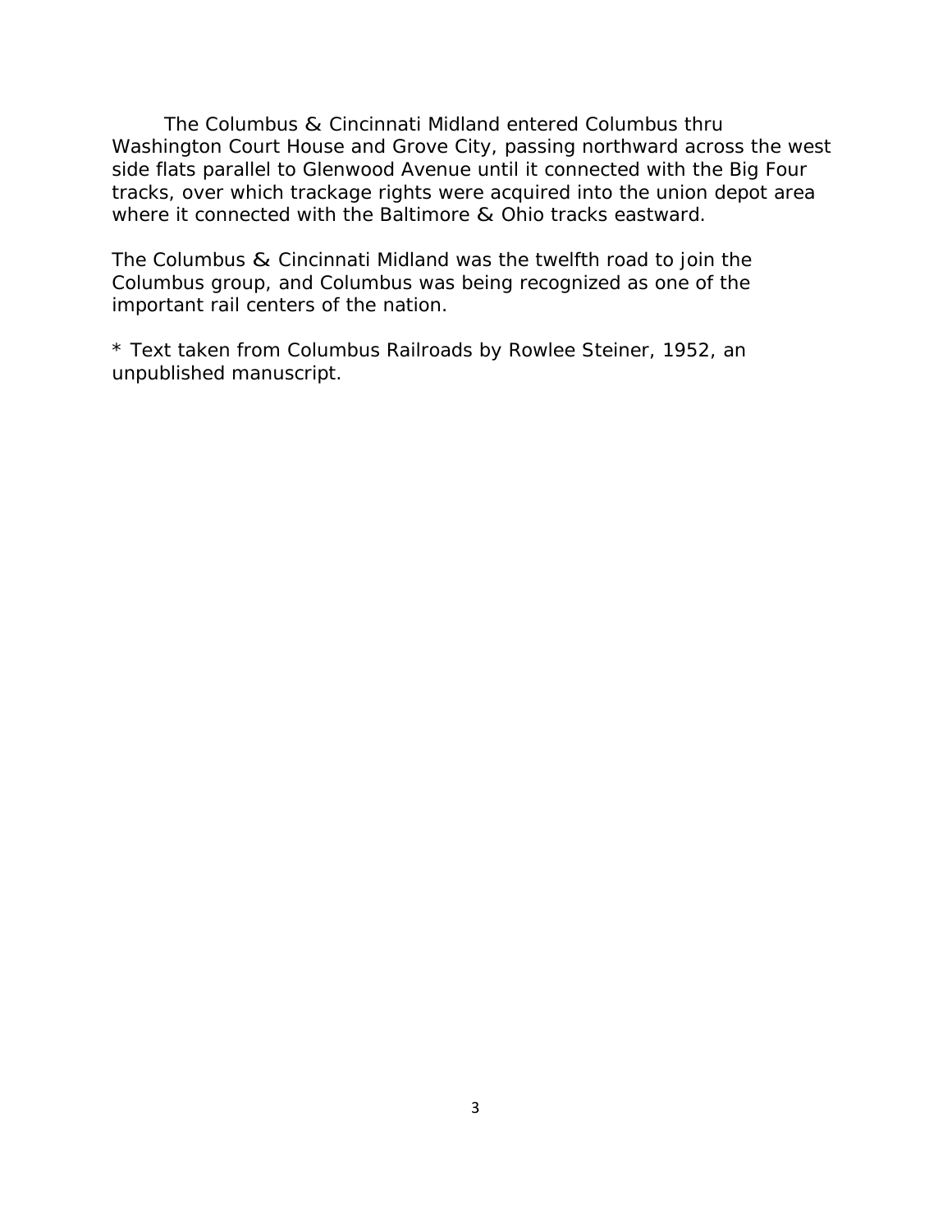The Columbus & Cincinnati Midland entered Columbus thru Washington Court House and Grove City, passing northward across the west side flats parallel to Glenwood Avenue until it connected with the Big Four tracks, over which trackage rights were acquired into the union depot area where it connected with the Baltimore & Ohio tracks eastward.

The Columbus & Cincinnati Midland was the twelfth road to join the Columbus group, and Columbus was being recognized as one of the important rail centers of the nation.

* Text taken from Columbus Railroads by Rowlee Steiner, 1952, an unpublished manuscript.